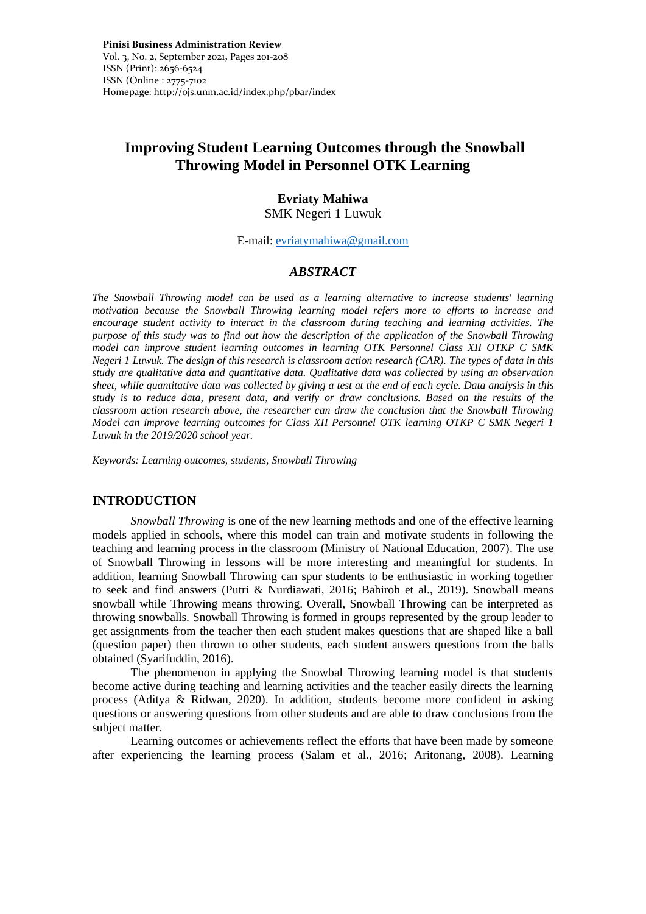**Pinisi Business Administration Review**
Vol. 3, No. 2, September 2021, Pages 201-208
ISSN (Print): 2656-6524
ISSN (Online : 2775-7102
Homepage: http://ojs.unm.ac.id/index.php/pbar/index

# Improving Student Learning Outcomes through the Snowball Throwing Model in Personnel OTK Learning

**Evriaty Mahiwa**
SMK Negeri 1 Luwuk

E-mail: evriatymahiwa@gmail.com

## *ABSTRACT*

*The Snowball Throwing model can be used as a learning alternative to increase students' learning motivation because the Snowball Throwing learning model refers more to efforts to increase and encourage student activity to interact in the classroom during teaching and learning activities. The purpose of this study was to find out how the description of the application of the Snowball Throwing model can improve student learning outcomes in learning OTK Personnel Class XII OTKP C SMK Negeri 1 Luwuk. The design of this research is classroom action research (CAR). The types of data in this study are qualitative data and quantitative data. Qualitative data was collected by using an observation sheet, while quantitative data was collected by giving a test at the end of each cycle. Data analysis in this study is to reduce data, present data, and verify or draw conclusions. Based on the results of the classroom action research above, the researcher can draw the conclusion that the Snowball Throwing Model can improve learning outcomes for Class XII Personnel OTK learning OTKP C SMK Negeri 1 Luwuk in the 2019/2020 school year.*

*Keywords: Learning outcomes, students, Snowball Throwing*

## INTRODUCTION

*Snowball Throwing* is one of the new learning methods and one of the effective learning models applied in schools, where this model can train and motivate students in following the teaching and learning process in the classroom (Ministry of National Education, 2007). The use of Snowball Throwing in lessons will be more interesting and meaningful for students. In addition, learning Snowball Throwing can spur students to be enthusiastic in working together to seek and find answers (Putri & Nurdiawati, 2016; Bahiroh et al., 2019). Snowball means snowball while Throwing means throwing. Overall, Snowball Throwing can be interpreted as throwing snowballs. Snowball Throwing is formed in groups represented by the group leader to get assignments from the teacher then each student makes questions that are shaped like a ball (question paper) then thrown to other students, each student answers questions from the balls obtained (Syarifuddin, 2016).

The phenomenon in applying the Snowbal Throwing learning model is that students become active during teaching and learning activities and the teacher easily directs the learning process (Aditya & Ridwan, 2020). In addition, students become more confident in asking questions or answering questions from other students and are able to draw conclusions from the subject matter.

Learning outcomes or achievements reflect the efforts that have been made by someone after experiencing the learning process (Salam et al., 2016; Aritonang, 2008). Learning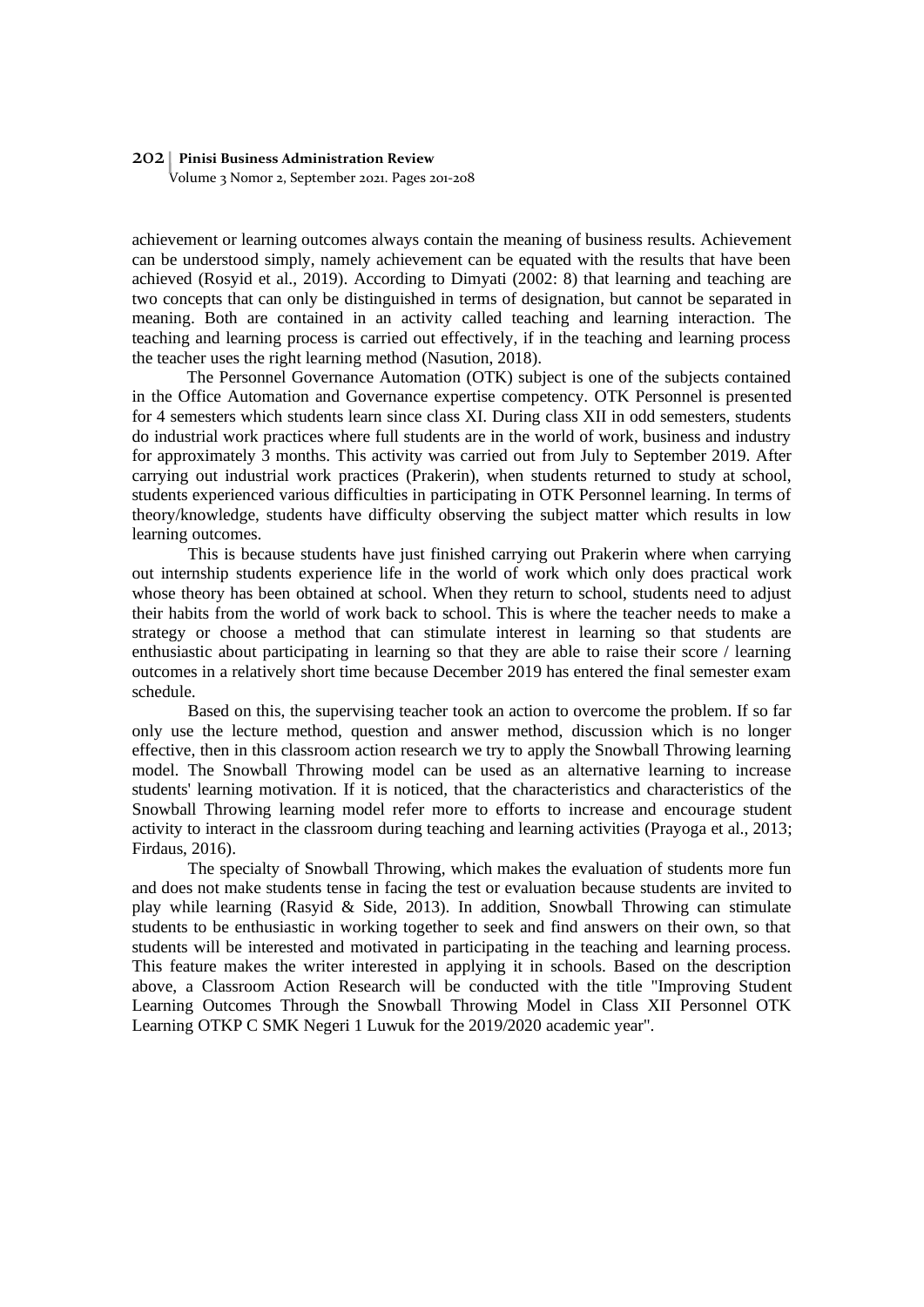achievement or learning outcomes always contain the meaning of business results. Achievement can be understood simply, namely achievement can be equated with the results that have been achieved (Rosyid et al., 2019). According to Dimyati (2002: 8) that learning and teaching are two concepts that can only be distinguished in terms of designation, but cannot be separated in meaning. Both are contained in an activity called teaching and learning interaction. The teaching and learning process is carried out effectively, if in the teaching and learning process the teacher uses the right learning method (Nasution, 2018).

The Personnel Governance Automation (OTK) subject is one of the subjects contained in the Office Automation and Governance expertise competency. OTK Personnel is presented for 4 semesters which students learn since class XI. During class XII in odd semesters, students do industrial work practices where full students are in the world of work, business and industry for approximately 3 months. This activity was carried out from July to September 2019. After carrying out industrial work practices (Prakerin), when students returned to study at school, students experienced various difficulties in participating in OTK Personnel learning. In terms of theory/knowledge, students have difficulty observing the subject matter which results in low learning outcomes.

This is because students have just finished carrying out Prakerin where when carrying out internship students experience life in the world of work which only does practical work whose theory has been obtained at school. When they return to school, students need to adjust their habits from the world of work back to school. This is where the teacher needs to make a strategy or choose a method that can stimulate interest in learning so that students are enthusiastic about participating in learning so that they are able to raise their score / learning outcomes in a relatively short time because December 2019 has entered the final semester exam schedule.

Based on this, the supervising teacher took an action to overcome the problem. If so far only use the lecture method, question and answer method, discussion which is no longer effective, then in this classroom action research we try to apply the Snowball Throwing learning model. The Snowball Throwing model can be used as an alternative learning to increase students' learning motivation. If it is noticed, that the characteristics and characteristics of the Snowball Throwing learning model refer more to efforts to increase and encourage student activity to interact in the classroom during teaching and learning activities (Prayoga et al., 2013; Firdaus, 2016).

The specialty of Snowball Throwing, which makes the evaluation of students more fun and does not make students tense in facing the test or evaluation because students are invited to play while learning (Rasyid & Side, 2013). In addition, Snowball Throwing can stimulate students to be enthusiastic in working together to seek and find answers on their own, so that students will be interested and motivated in participating in the teaching and learning process. This feature makes the writer interested in applying it in schools. Based on the description above, a Classroom Action Research will be conducted with the title "Improving Student Learning Outcomes Through the Snowball Throwing Model in Class XII Personnel OTK Learning OTKP C SMK Negeri 1 Luwuk for the 2019/2020 academic year".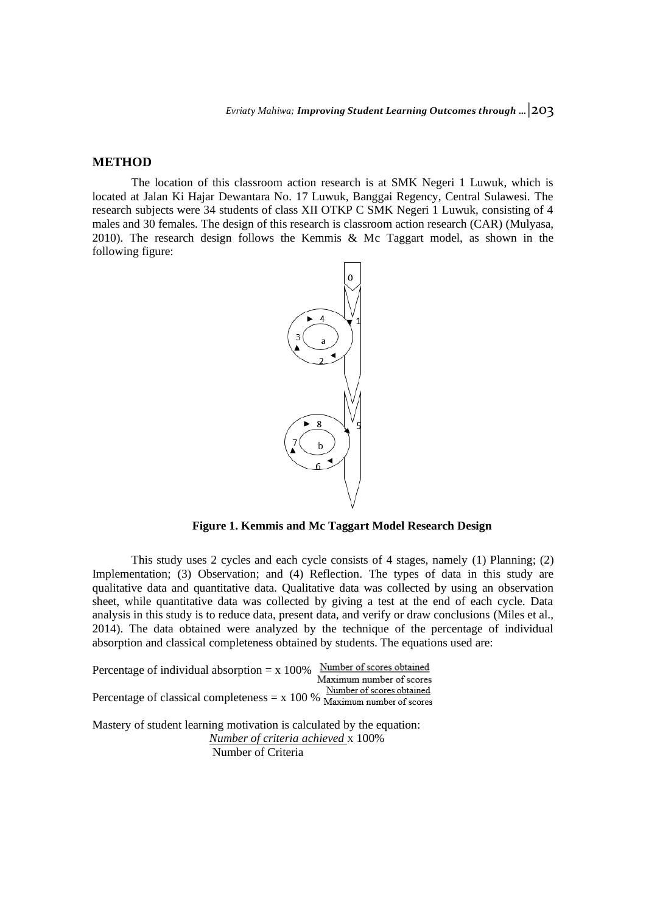## METHOD

The location of this classroom action research is at SMK Negeri 1 Luwuk, which is located at Jalan Ki Hajar Dewantara No. 17 Luwuk, Banggai Regency, Central Sulawesi. The research subjects were 34 students of class XII OTKP C SMK Negeri 1 Luwuk, consisting of 4 males and 30 females. The design of this research is classroom action research (CAR) (Mulyasa, 2010). The research design follows the Kemmis & Mc Taggart model, as shown in the following figure:

**Figure 1. Kemmis and Mc Taggart Model Research Design**

This study uses 2 cycles and each cycle consists of 4 stages, namely (1) Planning; (2) Implementation; (3) Observation; and (4) Reflection. The types of data in this study are qualitative data and quantitative data. Qualitative data was collected by using an observation sheet, while quantitative data was collected by giving a test at the end of each cycle. Data analysis in this study is to reduce data, present data, and verify or draw conclusions (Miles et al., 2014). The data obtained were analyzed by the technique of the percentage of individual absorption and classical completeness obtained by students. The equations used are:

$$\text{Percentage of individual absorption} = \frac{\text{Number of scores obtained}}{\text{Maximum number of scores}} \times 100\%$$

$$\text{Percentage of classical completeness} = \frac{\text{Number of scores obtained}}{\text{Maximum number of scores}} \times 100\%$$

Mastery of student learning motivation is calculated by the equation:

$$\frac{\text{Number of criteria achieved}}{\text{Number of Criteria}} \times 100\%$$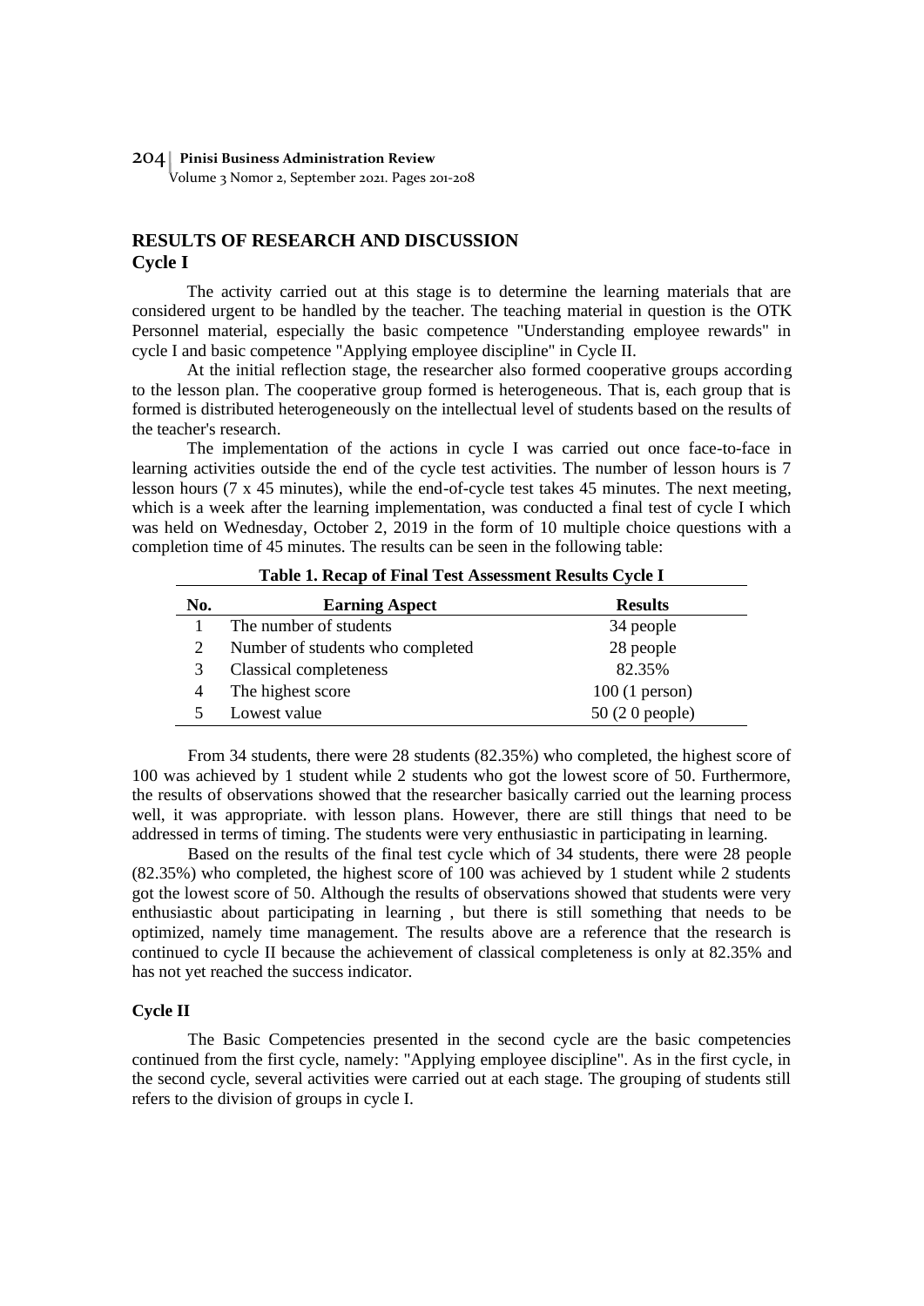## RESULTS OF RESEARCH AND DISCUSSION

### Cycle I

The activity carried out at this stage is to determine the learning materials that are considered urgent to be handled by the teacher. The teaching material in question is the OTK Personnel material, especially the basic competence "Understanding employee rewards" in cycle I and basic competence "Applying employee discipline" in Cycle II.

At the initial reflection stage, the researcher also formed cooperative groups according to the lesson plan. The cooperative group formed is heterogeneous. That is, each group that is formed is distributed heterogeneously on the intellectual level of students based on the results of the teacher's research.

The implementation of the actions in cycle I was carried out once face-to-face in learning activities outside the end of the cycle test activities. The number of lesson hours is 7 lesson hours (7 x 45 minutes), while the end-of-cycle test takes 45 minutes. The next meeting, which is a week after the learning implementation, was conducted a final test of cycle I which was held on Wednesday, October 2, 2019 in the form of 10 multiple choice questions with a completion time of 45 minutes. The results can be seen in the following table:

**Table 1. Recap of Final Test Assessment Results Cycle I**

| No. | Earning Aspect | Results |
|---|---|---|
| 1 | The number of students | 34 people |
| 2 | Number of students who completed | 28 people |
| 3 | Classical completeness | 82.35% |
| 4 | The highest score | 100 (1 person) |
| 5 | Lowest value | 50 (2 0 people) |

From 34 students, there were 28 students (82.35%) who completed, the highest score of 100 was achieved by 1 student while 2 students who got the lowest score of 50. Furthermore, the results of observations showed that the researcher basically carried out the learning process well, it was appropriate. with lesson plans. However, there are still things that need to be addressed in terms of timing. The students were very enthusiastic in participating in learning.

Based on the results of the final test cycle which of 34 students, there were 28 people (82.35%) who completed, the highest score of 100 was achieved by 1 student while 2 students got the lowest score of 50. Although the results of observations showed that students were very enthusiastic about participating in learning , but there is still something that needs to be optimized, namely time management. The results above are a reference that the research is continued to cycle II because the achievement of classical completeness is only at 82.35% and has not yet reached the success indicator.

### Cycle II

The Basic Competencies presented in the second cycle are the basic competencies continued from the first cycle, namely: "Applying employee discipline". As in the first cycle, in the second cycle, several activities were carried out at each stage. The grouping of students still refers to the division of groups in cycle I.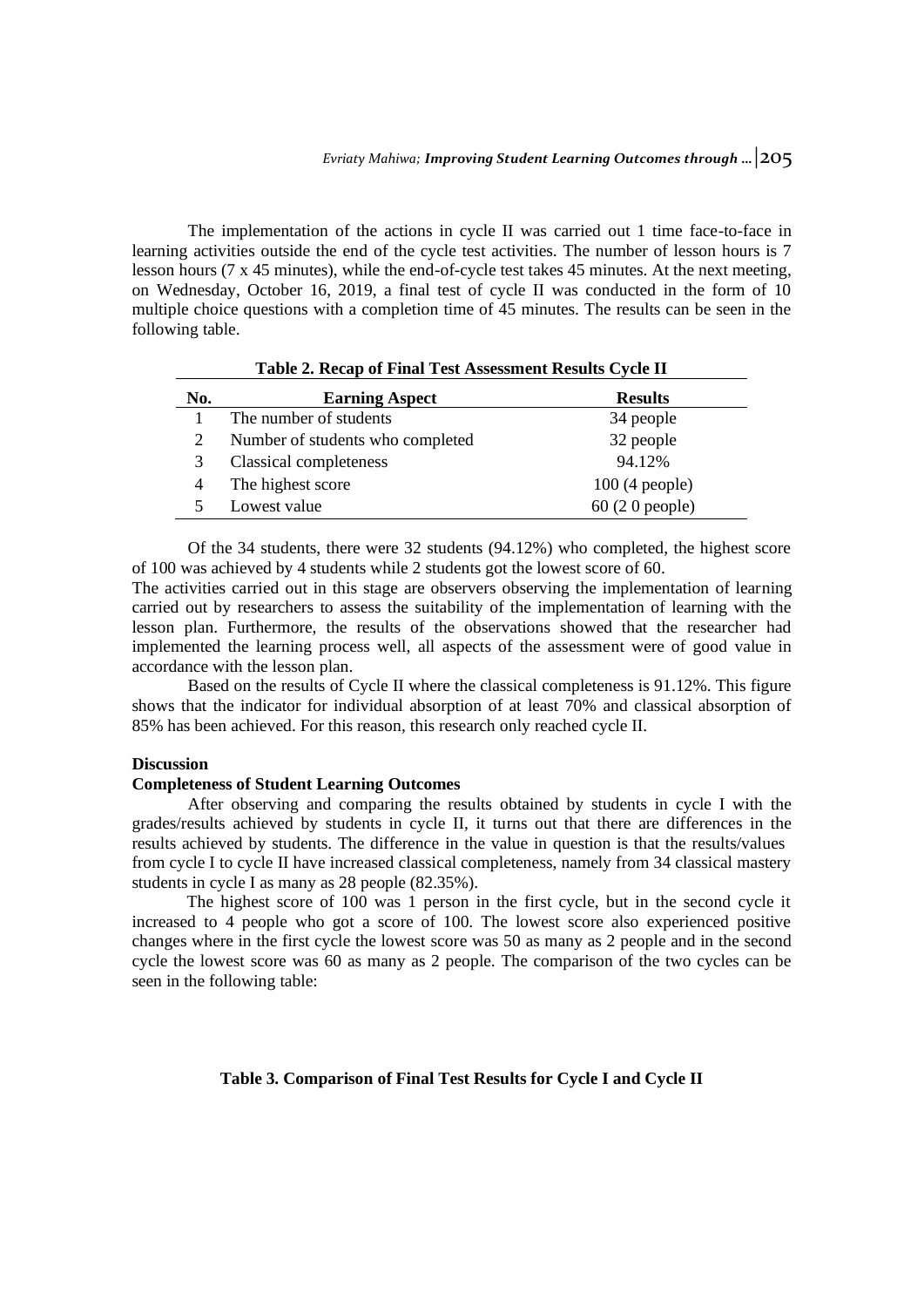The implementation of the actions in cycle II was carried out 1 time face-to-face in learning activities outside the end of the cycle test activities. The number of lesson hours is 7 lesson hours (7 x 45 minutes), while the end-of-cycle test takes 45 minutes. At the next meeting, on Wednesday, October 16, 2019, a final test of cycle II was conducted in the form of 10 multiple choice questions with a completion time of 45 minutes. The results can be seen in the following table.

**Table 2. Recap of Final Test Assessment Results Cycle II**

| No. | Earning Aspect | Results |
|---|---|---|
| 1 | The number of students | 34 people |
| 2 | Number of students who completed | 32 people |
| 3 | Classical completeness | 94.12% |
| 4 | The highest score | 100 (4 people) |
| 5 | Lowest value | 60 (2 0 people) |

Of the 34 students, there were 32 students (94.12%) who completed, the highest score of 100 was achieved by 4 students while 2 students got the lowest score of 60.

The activities carried out in this stage are observers observing the implementation of learning carried out by researchers to assess the suitability of the implementation of learning with the lesson plan. Furthermore, the results of the observations showed that the researcher had implemented the learning process well, all aspects of the assessment were of good value in accordance with the lesson plan.

Based on the results of Cycle II where the classical completeness is 91.12%. This figure shows that the indicator for individual absorption of at least 70% and classical absorption of 85% has been achieved. For this reason, this research only reached cycle II.

## Discussion

### Completeness of Student Learning Outcomes

After observing and comparing the results obtained by students in cycle I with the grades/results achieved by students in cycle II, it turns out that there are differences in the results achieved by students. The difference in the value in question is that the results/values from cycle I to cycle II have increased classical completeness, namely from 34 classical mastery students in cycle I as many as 28 people (82.35%).

The highest score of 100 was 1 person in the first cycle, but in the second cycle it increased to 4 people who got a score of 100. The lowest score also experienced positive changes where in the first cycle the lowest score was 50 as many as 2 people and in the second cycle the lowest score was 60 as many as 2 people. The comparison of the two cycles can be seen in the following table:

**Table 3. Comparison of Final Test Results for Cycle I and Cycle II**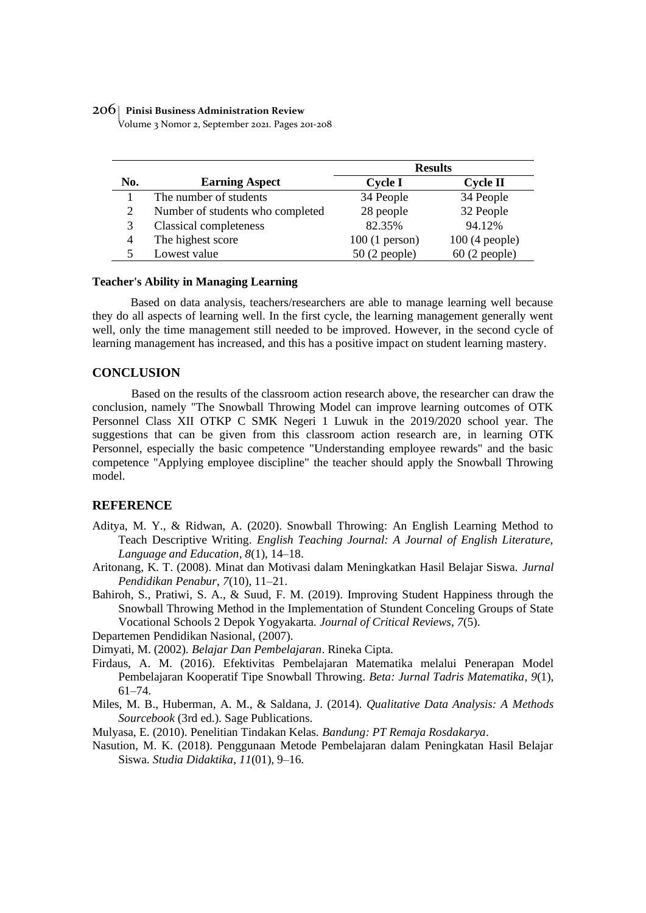| No. | Earning Aspect | Results | |
|---|---|---|---|
| | | Cycle I | Cycle II |
| 1 | The number of students | 34 People | 34 People |
| 2 | Number of students who completed | 28 people | 32 People |
| 3 | Classical completeness | 82.35% | 94.12% |
| 4 | The highest score | 100 (1 person) | 100 (4 people) |
| 5 | Lowest value | 50 (2 people) | 60 (2 people) |

**Teacher's Ability in Managing Learning**

Based on data analysis, teachers/researchers are able to manage learning well because they do all aspects of learning well. In the first cycle, the learning management generally went well, only the time management still needed to be improved. However, in the second cycle of learning management has increased, and this has a positive impact on student learning mastery.

## CONCLUSION

Based on the results of the classroom action research above, the researcher can draw the conclusion, namely "The Snowball Throwing Model can improve learning outcomes of OTK Personnel Class XII OTKP C SMK Negeri 1 Luwuk in the 2019/2020 school year. The suggestions that can be given from this classroom action research are, in learning OTK Personnel, especially the basic competence "Understanding employee rewards" and the basic competence "Applying employee discipline" the teacher should apply the Snowball Throwing model.

## REFERENCE

Aditya, M. Y., & Ridwan, A. (2020). Snowball Throwing: An English Learning Method to Teach Descriptive Writing. *English Teaching Journal: A Journal of English Literature, Language and Education*, *8*(1), 14–18.

Aritonang, K. T. (2008). Minat dan Motivasi dalam Meningkatkan Hasil Belajar Siswa. *Jurnal Pendidikan Penabur*, *7*(10), 11–21.

Bahiroh, S., Pratiwi, S. A., & Suud, F. M. (2019). Improving Student Happiness through the Snowball Throwing Method in the Implementation of Stundent Conceling Groups of State Vocational Schools 2 Depok Yogyakarta. *Journal of Critical Reviews*, *7*(5).

Departemen Pendidikan Nasional, (2007).

Dimyati, M. (2002). *Belajar Dan Pembelajaran*. Rineka Cipta.

Firdaus, A. M. (2016). Efektivitas Pembelajaran Matematika melalui Penerapan Model Pembelajaran Kooperatif Tipe Snowball Throwing. *Beta: Jurnal Tadris Matematika*, *9*(1), 61–74.

Miles, M. B., Huberman, A. M., & Saldana, J. (2014). *Qualitative Data Analysis: A Methods Sourcebook* (3rd ed.). Sage Publications.

Mulyasa, E. (2010). Penelitian Tindakan Kelas. *Bandung: PT Remaja Rosdakarya*.

Nasution, M. K. (2018). Penggunaan Metode Pembelajaran dalam Peningkatan Hasil Belajar Siswa. *Studia Didaktika*, *11*(01), 9–16.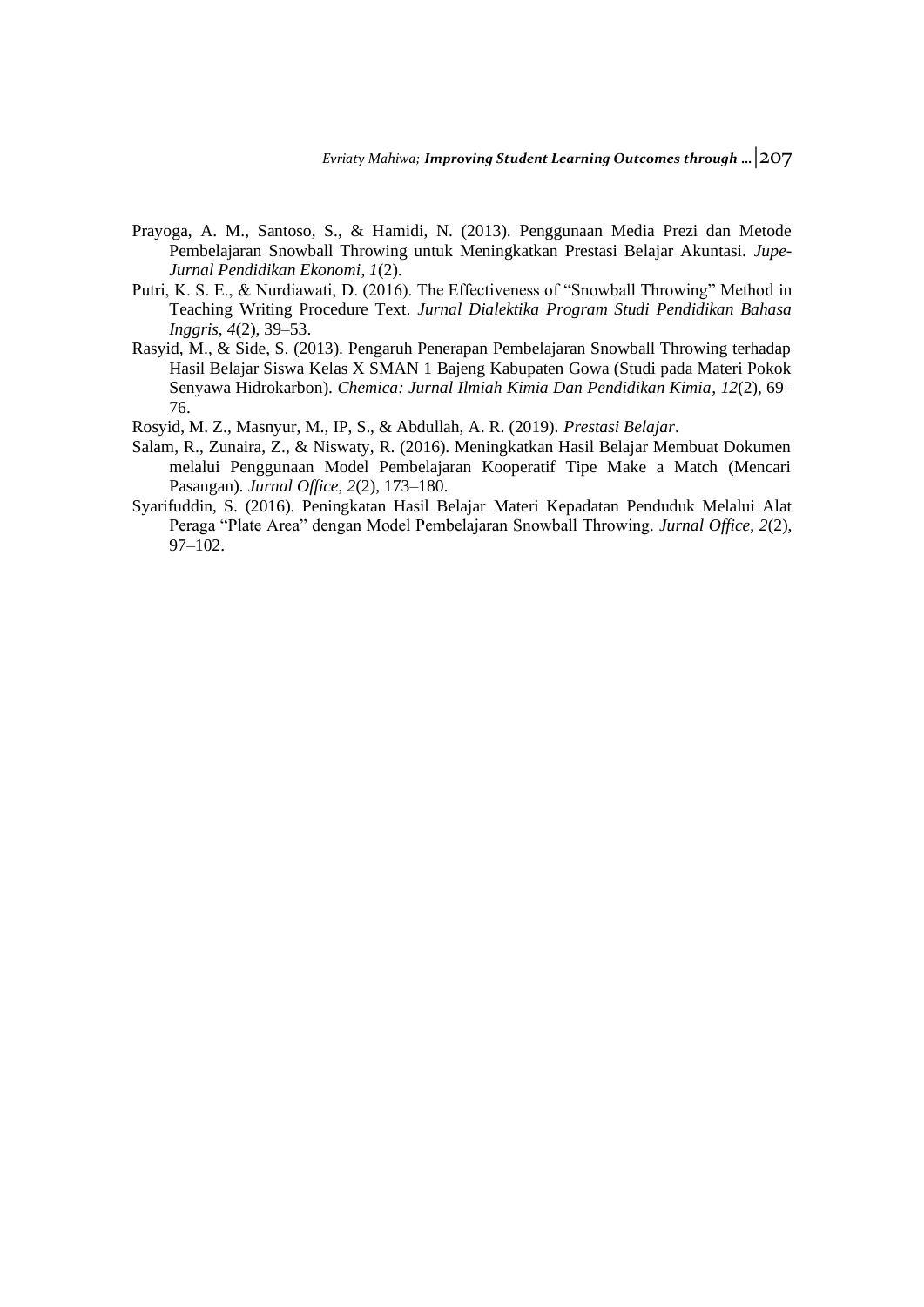Prayoga, A. M., Santoso, S., & Hamidi, N. (2013). Penggunaan Media Prezi dan Metode Pembelajaran Snowball Throwing untuk Meningkatkan Prestasi Belajar Akuntasi. *Jupe-Jurnal Pendidikan Ekonomi*, *1*(2).

Putri, K. S. E., & Nurdiawati, D. (2016). The Effectiveness of "Snowball Throwing" Method in Teaching Writing Procedure Text. *Jurnal Dialektika Program Studi Pendidikan Bahasa Inggris*, *4*(2), 39–53.

Rasyid, M., & Side, S. (2013). Pengaruh Penerapan Pembelajaran Snowball Throwing terhadap Hasil Belajar Siswa Kelas X SMAN 1 Bajeng Kabupaten Gowa (Studi pada Materi Pokok Senyawa Hidrokarbon). *Chemica: Jurnal Ilmiah Kimia Dan Pendidikan Kimia*, *12*(2), 69–76.

Rosyid, M. Z., Masnyur, M., IP, S., & Abdullah, A. R. (2019). *Prestasi Belajar*.

Salam, R., Zunaira, Z., & Niswaty, R. (2016). Meningkatkan Hasil Belajar Membuat Dokumen melalui Penggunaan Model Pembelajaran Kooperatif Tipe Make a Match (Mencari Pasangan). *Jurnal Office*, *2*(2), 173–180.

Syarifuddin, S. (2016). Peningkatan Hasil Belajar Materi Kepadatan Penduduk Melalui Alat Peraga "Plate Area" dengan Model Pembelajaran Snowball Throwing. *Jurnal Office*, *2*(2), 97–102.